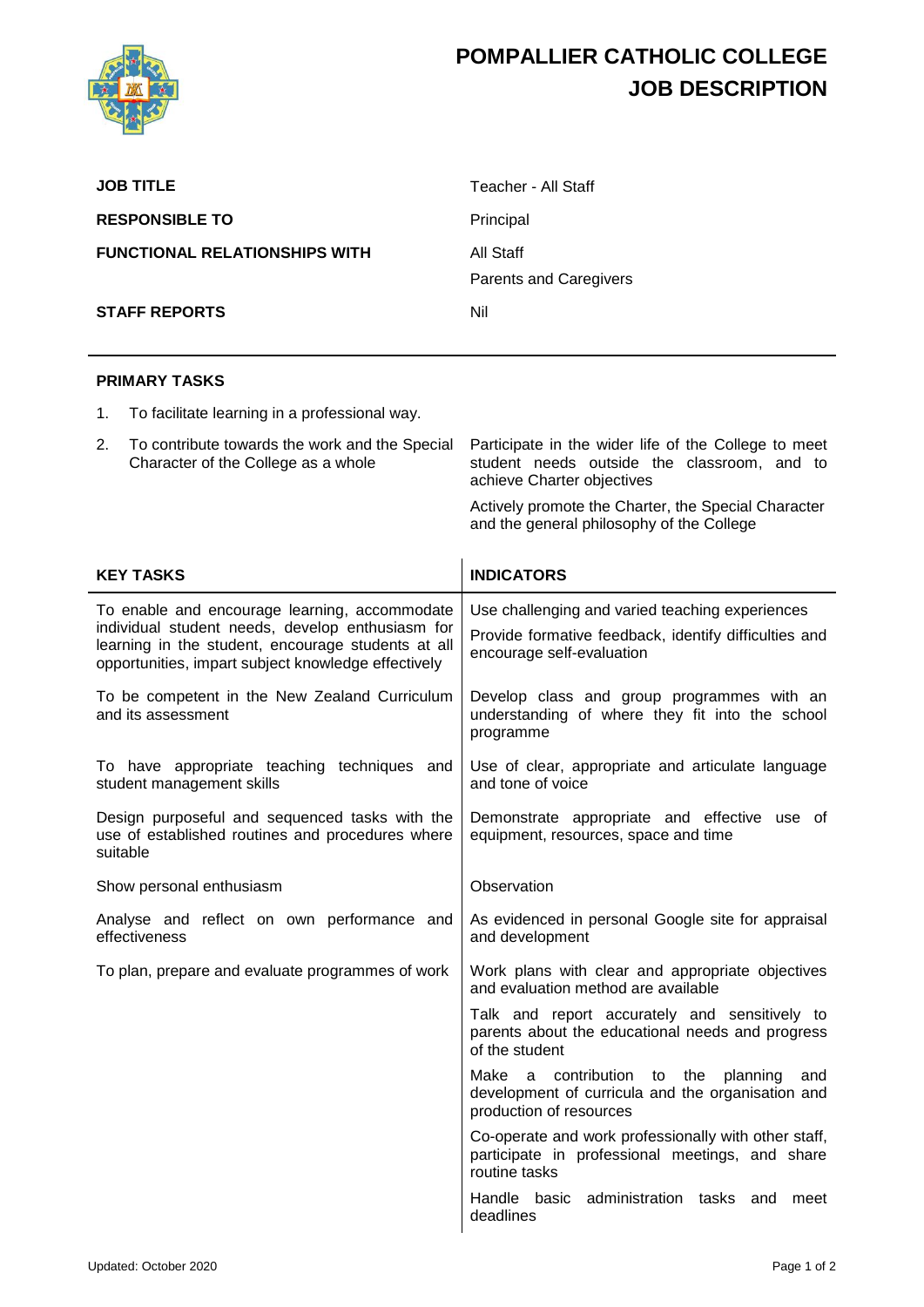# POMPALLIER CATHOLIC COLLEGE
# JOB DESCRIPTION

| | |
|---|---|
| **JOB TITLE** | Teacher - All Staff |
| **RESPONSIBLE TO** | Principal |
| **FUNCTIONAL RELATIONSHIPS WITH** | All Staff<br>Parents and Caregivers |
| **STAFF REPORTS** | Nil |

---

## PRIMARY TASKS

1. To facilitate learning in a professional way.
2. To contribute towards the work and the Special Character of the College as a whole

   Participate in the wider life of the College to meet student needs outside the classroom, and to achieve Charter objectives

   Actively promote the Charter, the Special Character and the general philosophy of the College

| KEY TASKS | INDICATORS |
|---|---|
| To enable and encourage learning, accommodate individual student needs, develop enthusiasm for learning in the student, encourage students at all opportunities, impart subject knowledge effectively | Use challenging and varied teaching experiences<br>Provide formative feedback, identify difficulties and encourage self-evaluation |
| To be competent in the New Zealand Curriculum and its assessment | Develop class and group programmes with an understanding of where they fit into the school programme |
| To have appropriate teaching techniques and student management skills | Use of clear, appropriate and articulate language and tone of voice |
| Design purposeful and sequenced tasks with the use of established routines and procedures where suitable | Demonstrate appropriate and effective use of equipment, resources, space and time |
| Show personal enthusiasm | Observation |
| Analyse and reflect on own performance and effectiveness | As evidenced in personal Google site for appraisal and development |
| To plan, prepare and evaluate programmes of work | Work plans with clear and appropriate objectives and evaluation method are available<br>Talk and report accurately and sensitively to parents about the educational needs and progress of the student<br>Make a contribution to the planning and development of curricula and the organisation and production of resources<br>Co-operate and work professionally with other staff, participate in professional meetings, and share routine tasks<br>Handle basic administration tasks and meet deadlines |

Updated: October 2020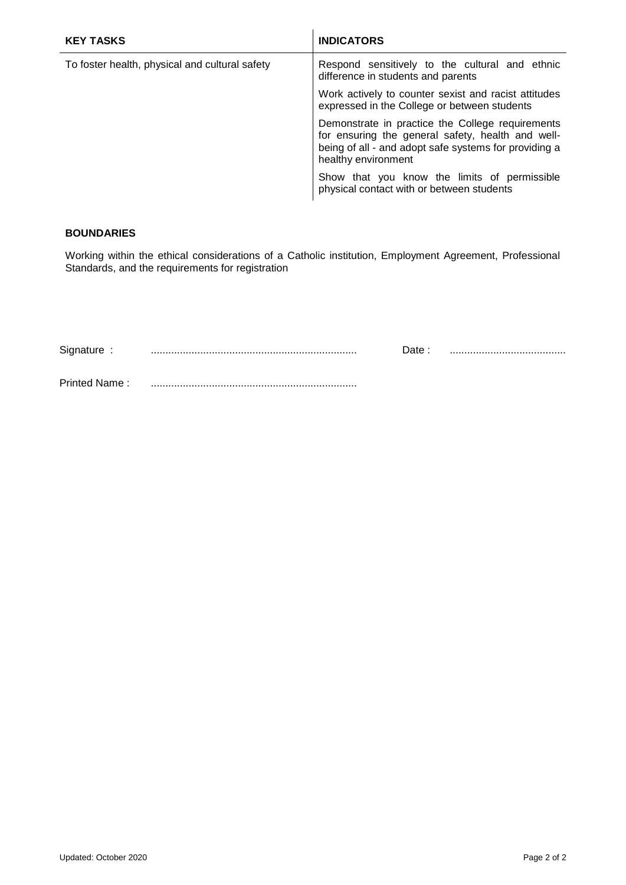| KEY TASKS | INDICATORS |
| --- | --- |
| To foster health, physical and cultural safety | Respond sensitively to the cultural and ethnic difference in students and parents |
| | Work actively to counter sexist and racist attitudes expressed in the College or between students |
| | Demonstrate in practice the College requirements for ensuring the general safety, health and well-being of all - and adopt safe systems for providing a healthy environment |
| | Show that you know the limits of permissible physical contact with or between students |

**BOUNDARIES**

Working within the ethical considerations of a Catholic institution, Employment Agreement, Professional Standards, and the requirements for registration

Signature : ....................................................................... Date : ........................................

Printed Name : .......................................................................

Updated: October 2020